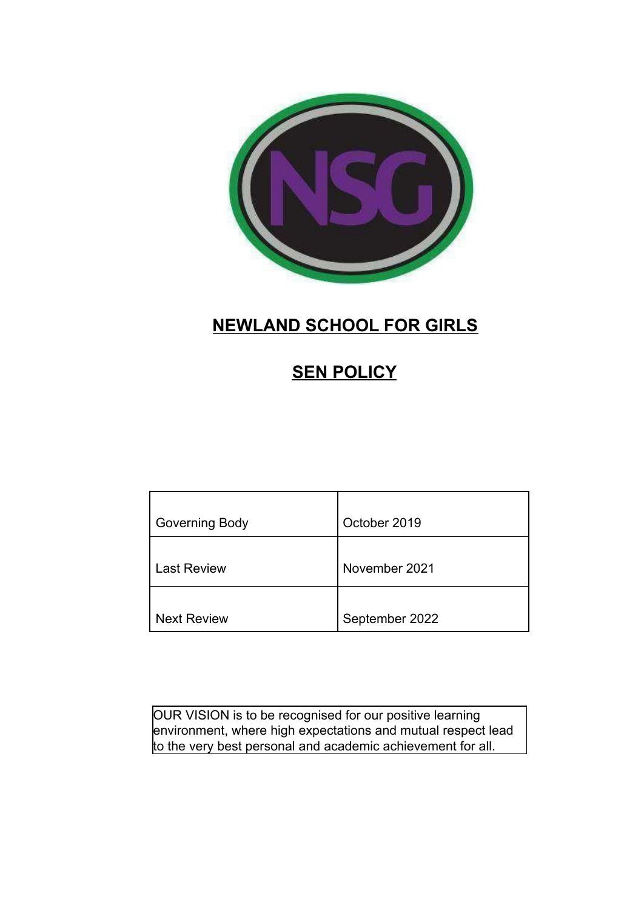# NEWLAND SCHOOL FOR GIRLS

## SEN POLICY

| Governing Body | October 2019 |
|---|---|
| Last Review | November 2021 |
| Next Review | September 2022 |

OUR VISION is to be recognised for our positive learning environment, where high expectations and mutual respect lead to the very best personal and academic achievement for all.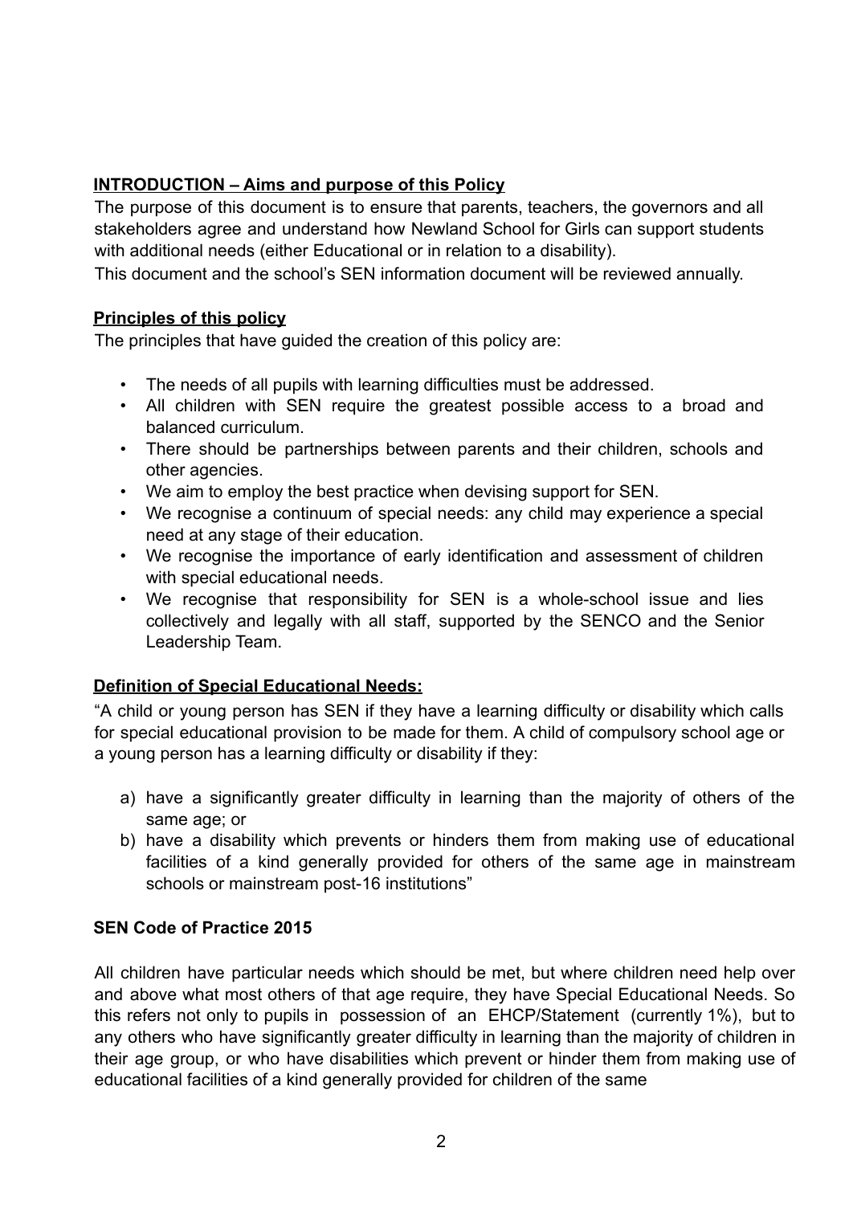## **INTRODUCTION – Aims and purpose of this Policy**

The purpose of this document is to ensure that parents, teachers, the governors and all stakeholders agree and understand how Newland School for Girls can support students with additional needs (either Educational or in relation to a disability).

This document and the school's SEN information document will be reviewed annually.

## **Principles of this policy**

The principles that have guided the creation of this policy are:

- The needs of all pupils with learning difficulties must be addressed.
- All children with SEN require the greatest possible access to a broad and balanced curriculum.
- There should be partnerships between parents and their children, schools and other agencies.
- We aim to employ the best practice when devising support for SEN.
- We recognise a continuum of special needs: any child may experience a special need at any stage of their education.
- We recognise the importance of early identification and assessment of children with special educational needs.
- We recognise that responsibility for SEN is a whole-school issue and lies collectively and legally with all staff, supported by the SENCO and the Senior Leadership Team.

## **Definition of Special Educational Needs:**

"A child or young person has SEN if they have a learning difficulty or disability which calls for special educational provision to be made for them. A child of compulsory school age or a young person has a learning difficulty or disability if they:

a) have a significantly greater difficulty in learning than the majority of others of the same age; or
b) have a disability which prevents or hinders them from making use of educational facilities of a kind generally provided for others of the same age in mainstream schools or mainstream post-16 institutions"

**SEN Code of Practice 2015**

All children have particular needs which should be met, but where children need help over and above what most others of that age require, they have Special Educational Needs. So this refers not only to pupils in possession of an EHCP/Statement (currently 1%), but to any others who have significantly greater difficulty in learning than the majority of children in their age group, or who have disabilities which prevent or hinder them from making use of educational facilities of a kind generally provided for children of the same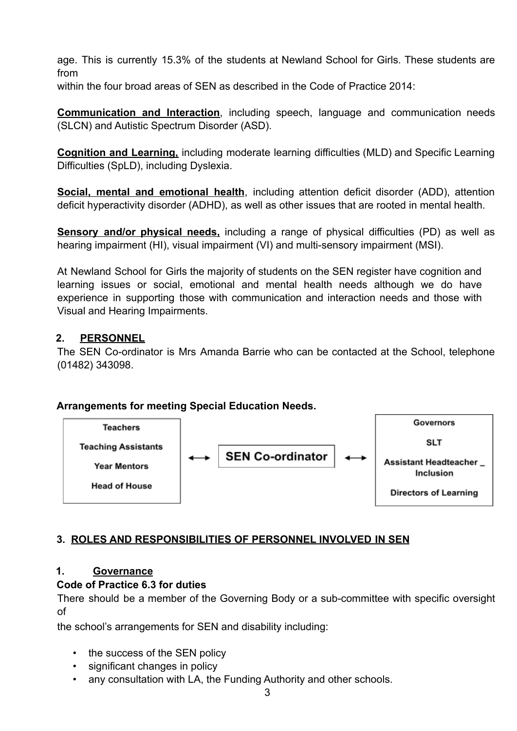age. This is currently 15.3% of the students at Newland School for Girls. These students are from within the four broad areas of SEN as described in the Code of Practice 2014:

**Communication and Interaction**, including speech, language and communication needs (SLCN) and Autistic Spectrum Disorder (ASD).

**Cognition and Learning,** including moderate learning difficulties (MLD) and Specific Learning Difficulties (SpLD), including Dyslexia.

**Social, mental and emotional health**, including attention deficit disorder (ADD), attention deficit hyperactivity disorder (ADHD), as well as other issues that are rooted in mental health.

**Sensory and/or physical needs,** including a range of physical difficulties (PD) as well as hearing impairment (HI), visual impairment (VI) and multi-sensory impairment (MSI).

At Newland School for Girls the majority of students on the SEN register have cognition and learning issues or social, emotional and mental health needs although we do have experience in supporting those with communication and interaction needs and those with Visual and Hearing Impairments.

## 2. PERSONNEL

The SEN Co-ordinator is Mrs Amanda Barrie who can be contacted at the School, telephone (01482) 343098.

**Arrangements for meeting Special Education Needs.**

| Teachers / Teaching Assistants / Year Mentors / Head of House | ←→ | SEN Co-ordinator | ←→ | Governors / SLT / Assistant Headteacher _ Inclusion / Directors of Learning |
|---|---|---|---|---|

## 3. ROLES AND RESPONSIBILITIES OF PERSONNEL INVOLVED IN SEN

### 1. Governance

**Code of Practice 6.3 for duties**

There should be a member of the Governing Body or a sub-committee with specific oversight of the school's arrangements for SEN and disability including:

- the success of the SEN policy
- significant changes in policy
- any consultation with LA, the Funding Authority and other schools.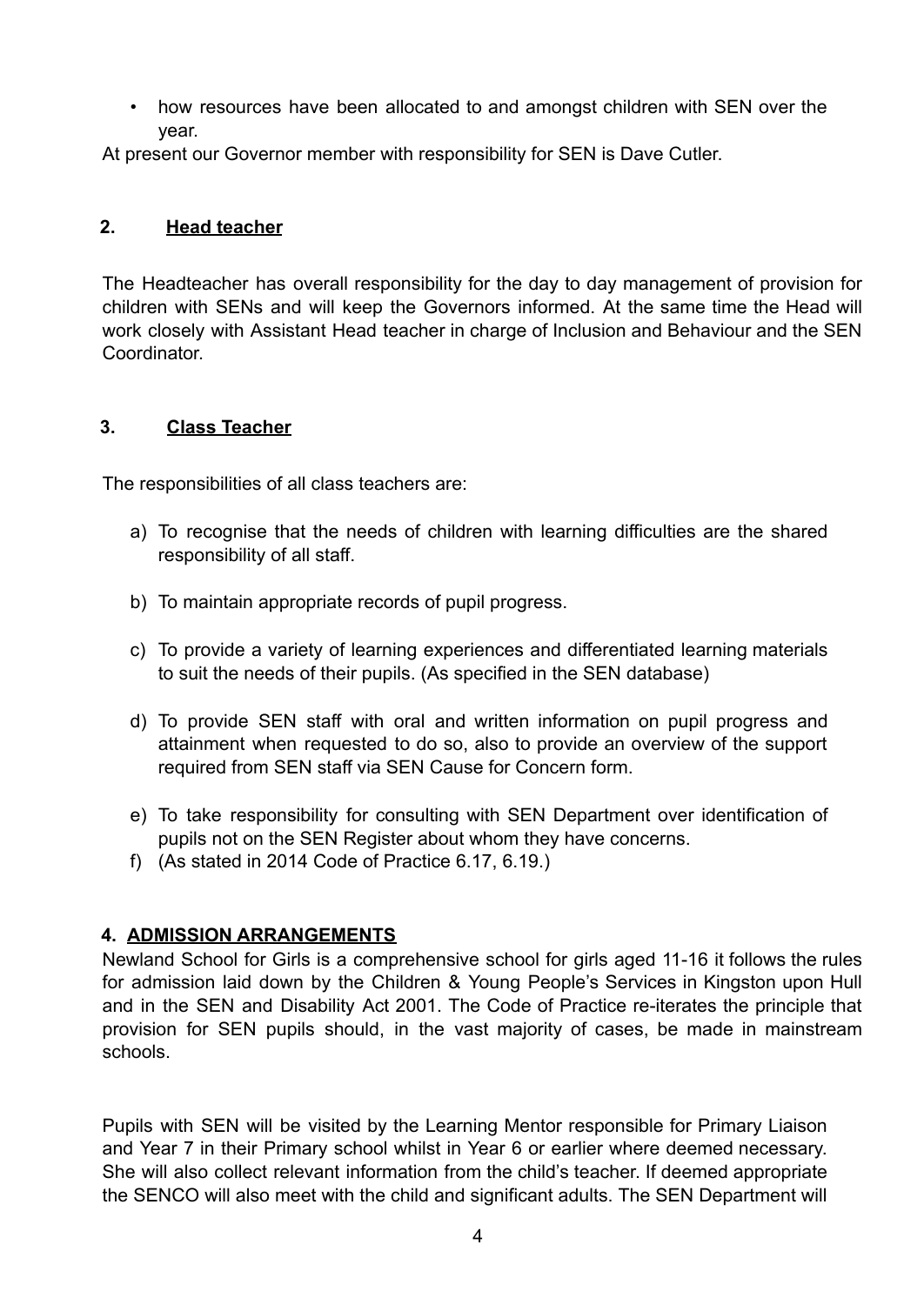- how resources have been allocated to and amongst children with SEN over the year.

At present our Governor member with responsibility for SEN is Dave Cutler.

## 2. Head teacher

The Headteacher has overall responsibility for the day to day management of provision for children with SENs and will keep the Governors informed. At the same time the Head will work closely with Assistant Head teacher in charge of Inclusion and Behaviour and the SEN Coordinator.

## 3. Class Teacher

The responsibilities of all class teachers are:

a) To recognise that the needs of children with learning difficulties are the shared responsibility of all staff.

b) To maintain appropriate records of pupil progress.

c) To provide a variety of learning experiences and differentiated learning materials to suit the needs of their pupils. (As specified in the SEN database)

d) To provide SEN staff with oral and written information on pupil progress and attainment when requested to do so, also to provide an overview of the support required from SEN staff via SEN Cause for Concern form.

e) To take responsibility for consulting with SEN Department over identification of pupils not on the SEN Register about whom they have concerns.

f) (As stated in 2014 Code of Practice 6.17, 6.19.)

## 4. ADMISSION ARRANGEMENTS

Newland School for Girls is a comprehensive school for girls aged 11-16 it follows the rules for admission laid down by the Children & Young People's Services in Kingston upon Hull and in the SEN and Disability Act 2001. The Code of Practice re-iterates the principle that provision for SEN pupils should, in the vast majority of cases, be made in mainstream schools.

Pupils with SEN will be visited by the Learning Mentor responsible for Primary Liaison and Year 7 in their Primary school whilst in Year 6 or earlier where deemed necessary. She will also collect relevant information from the child's teacher. If deemed appropriate the SENCO will also meet with the child and significant adults. The SEN Department will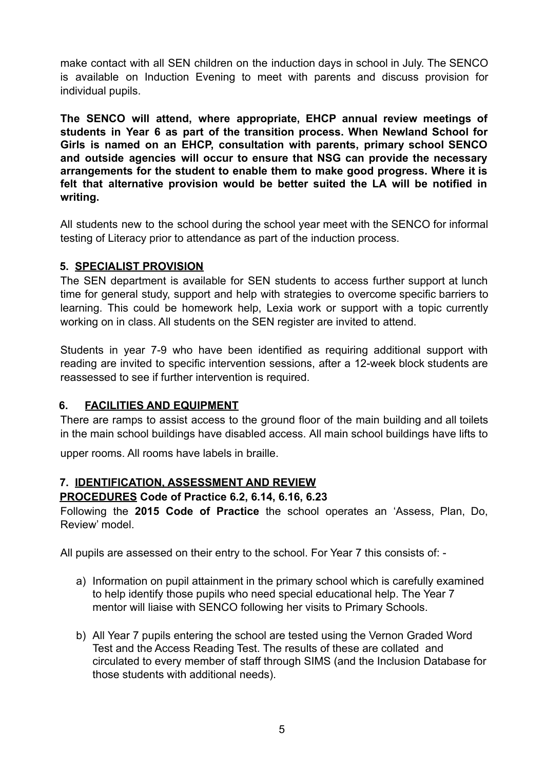make contact with all SEN children on the induction days in school in July. The SENCO is available on Induction Evening to meet with parents and discuss provision for individual pupils.

**The SENCO will attend, where appropriate, EHCP annual review meetings of students in Year 6 as part of the transition process. When Newland School for Girls is named on an EHCP, consultation with parents, primary school SENCO and outside agencies will occur to ensure that NSG can provide the necessary arrangements for the student to enable them to make good progress. Where it is felt that alternative provision would be better suited the LA will be notified in writing.**

All students new to the school during the school year meet with the SENCO for informal testing of Literacy prior to attendance as part of the induction process.

## 5. SPECIALIST PROVISION

The SEN department is available for SEN students to access further support at lunch time for general study, support and help with strategies to overcome specific barriers to learning. This could be homework help, Lexia work or support with a topic currently working on in class. All students on the SEN register are invited to attend.

Students in year 7-9 who have been identified as requiring additional support with reading are invited to specific intervention sessions, after a 12-week block students are reassessed to see if further intervention is required.

## 6. FACILITIES AND EQUIPMENT

There are ramps to assist access to the ground floor of the main building and all toilets in the main school buildings have disabled access. All main school buildings have lifts to upper rooms. All rooms have labels in braille.

## 7. IDENTIFICATION, ASSESSMENT AND REVIEW PROCEDURES Code of Practice 6.2, 6.14, 6.16, 6.23

Following the **2015 Code of Practice** the school operates an 'Assess, Plan, Do, Review' model.

All pupils are assessed on their entry to the school. For Year 7 this consists of: -

a) Information on pupil attainment in the primary school which is carefully examined to help identify those pupils who need special educational help. The Year 7 mentor will liaise with SENCO following her visits to Primary Schools.

b) All Year 7 pupils entering the school are tested using the Vernon Graded Word Test and the Access Reading Test. The results of these are collated and circulated to every member of staff through SIMS (and the Inclusion Database for those students with additional needs).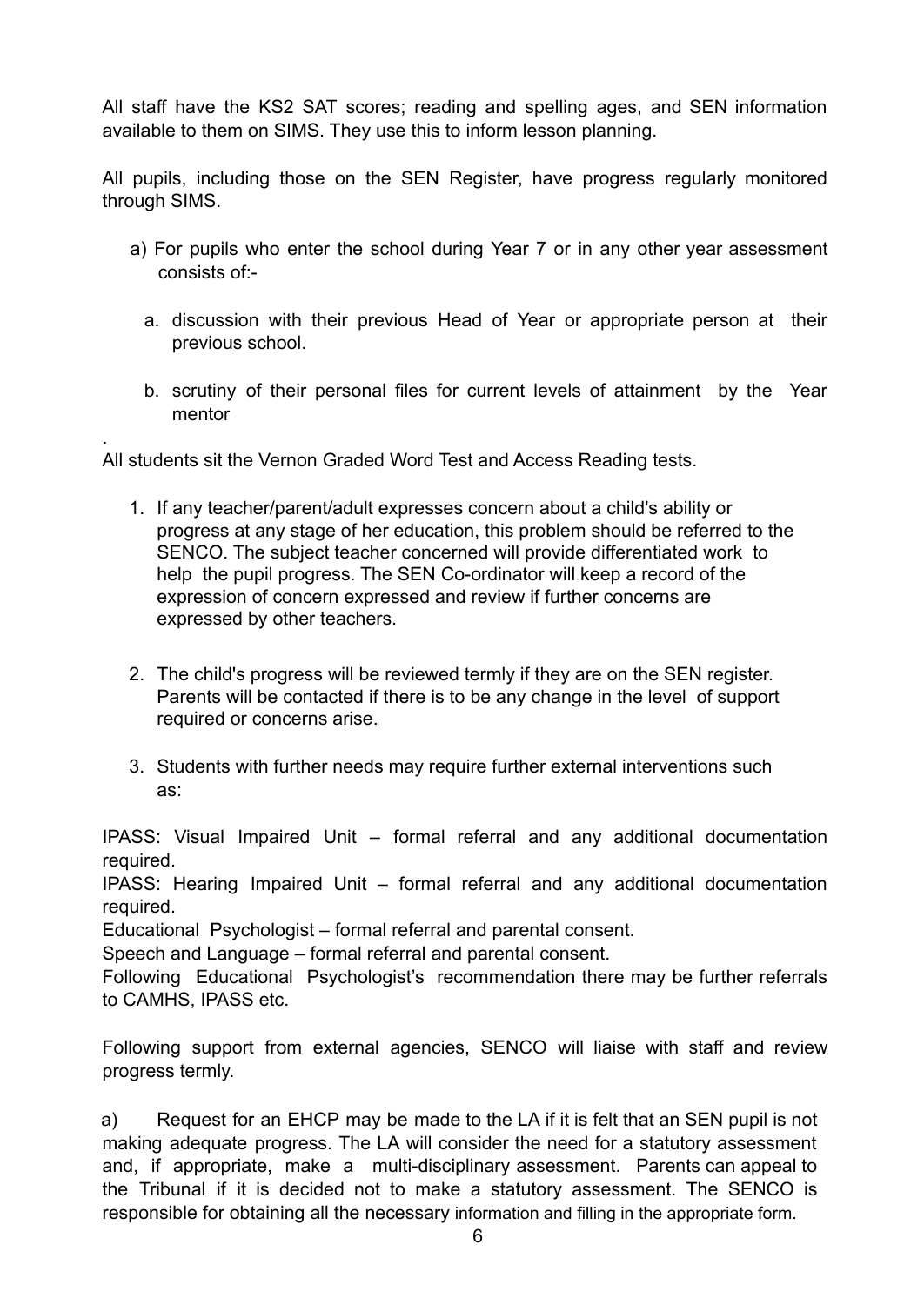All staff have the KS2 SAT scores; reading and spelling ages, and SEN information available to them on SIMS. They use this to inform lesson planning.

All pupils, including those on the SEN Register, have progress regularly monitored through SIMS.

a) For pupils who enter the school during Year 7 or in any other year assessment consists of:-

   a. discussion with their previous Head of Year or appropriate person at their previous school.

   b. scrutiny of their personal files for current levels of attainment by the Year mentor

.
All students sit the Vernon Graded Word Test and Access Reading tests.

1. If any teacher/parent/adult expresses concern about a child's ability or progress at any stage of her education, this problem should be referred to the SENCO. The subject teacher concerned will provide differentiated work to help the pupil progress. The SEN Co-ordinator will keep a record of the expression of concern expressed and review if further concerns are expressed by other teachers.

2. The child's progress will be reviewed termly if they are on the SEN register. Parents will be contacted if there is to be any change in the level of support required or concerns arise.

3. Students with further needs may require further external interventions such as:

IPASS: Visual Impaired Unit – formal referral and any additional documentation required.
IPASS: Hearing Impaired Unit – formal referral and any additional documentation required.
Educational Psychologist – formal referral and parental consent.
Speech and Language – formal referral and parental consent.
Following Educational Psychologist's recommendation there may be further referrals to CAMHS, IPASS etc.

Following support from external agencies, SENCO will liaise with staff and review progress termly.

a) Request for an EHCP may be made to the LA if it is felt that an SEN pupil is not making adequate progress. The LA will consider the need for a statutory assessment and, if appropriate, make a multi-disciplinary assessment. Parents can appeal to the Tribunal if it is decided not to make a statutory assessment. The SENCO is responsible for obtaining all the necessary information and filling in the appropriate form.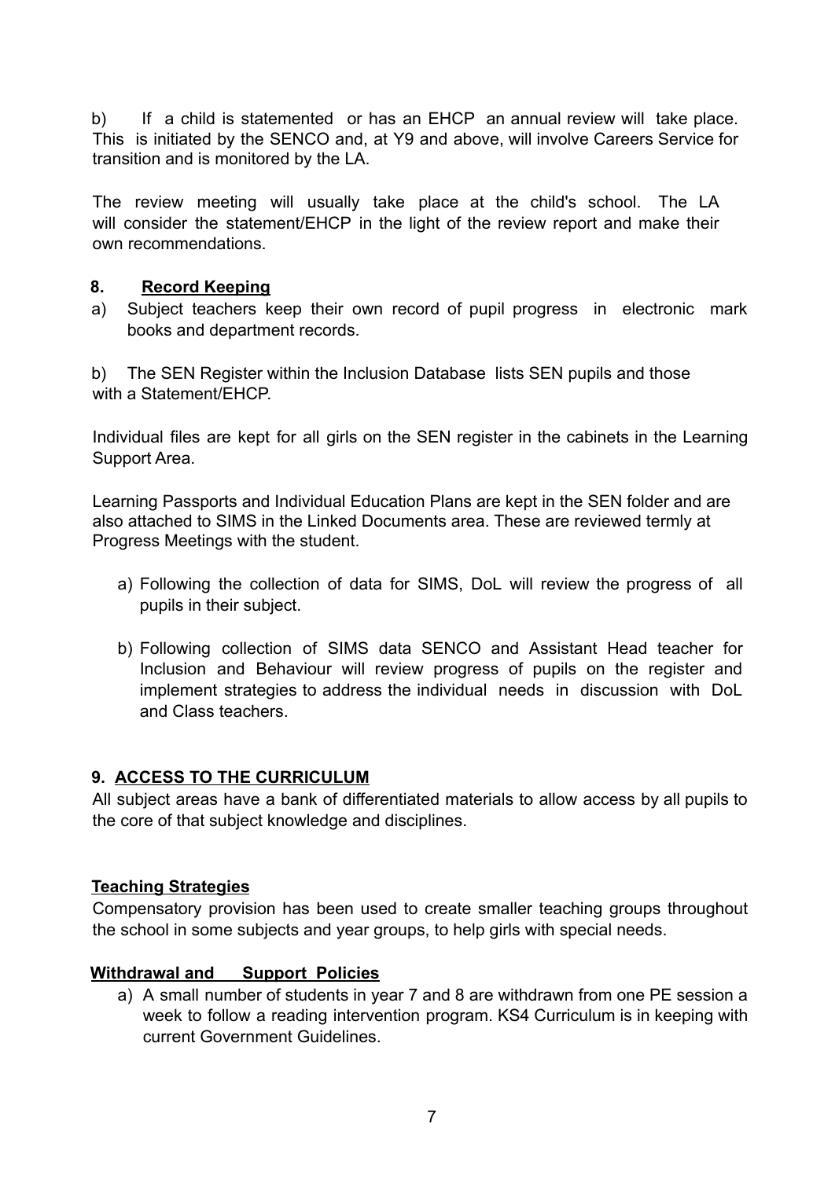b) If a child is statemented or has an EHCP an annual review will take place. This is initiated by the SENCO and, at Y9 and above, will involve Careers Service for transition and is monitored by the LA.

The review meeting will usually take place at the child's school. The LA will consider the statement/EHCP in the light of the review report and make their own recommendations.

## 8. Record Keeping

a) Subject teachers keep their own record of pupil progress in electronic mark books and department records.

b) The SEN Register within the Inclusion Database lists SEN pupils and those with a Statement/EHCP.

Individual files are kept for all girls on the SEN register in the cabinets in the Learning Support Area.

Learning Passports and Individual Education Plans are kept in the SEN folder and are also attached to SIMS in the Linked Documents area. These are reviewed termly at Progress Meetings with the student.

a) Following the collection of data for SIMS, DoL will review the progress of all pupils in their subject.

b) Following collection of SIMS data SENCO and Assistant Head teacher for Inclusion and Behaviour will review progress of pupils on the register and implement strategies to address the individual needs in discussion with DoL and Class teachers.

## 9. ACCESS TO THE CURRICULUM

All subject areas have a bank of differentiated materials to allow access by all pupils to the core of that subject knowledge and disciplines.

### Teaching Strategies

Compensatory provision has been used to create smaller teaching groups throughout the school in some subjects and year groups, to help girls with special needs.

### Withdrawal and Support Policies

a) A small number of students in year 7 and 8 are withdrawn from one PE session a week to follow a reading intervention program. KS4 Curriculum is in keeping with current Government Guidelines.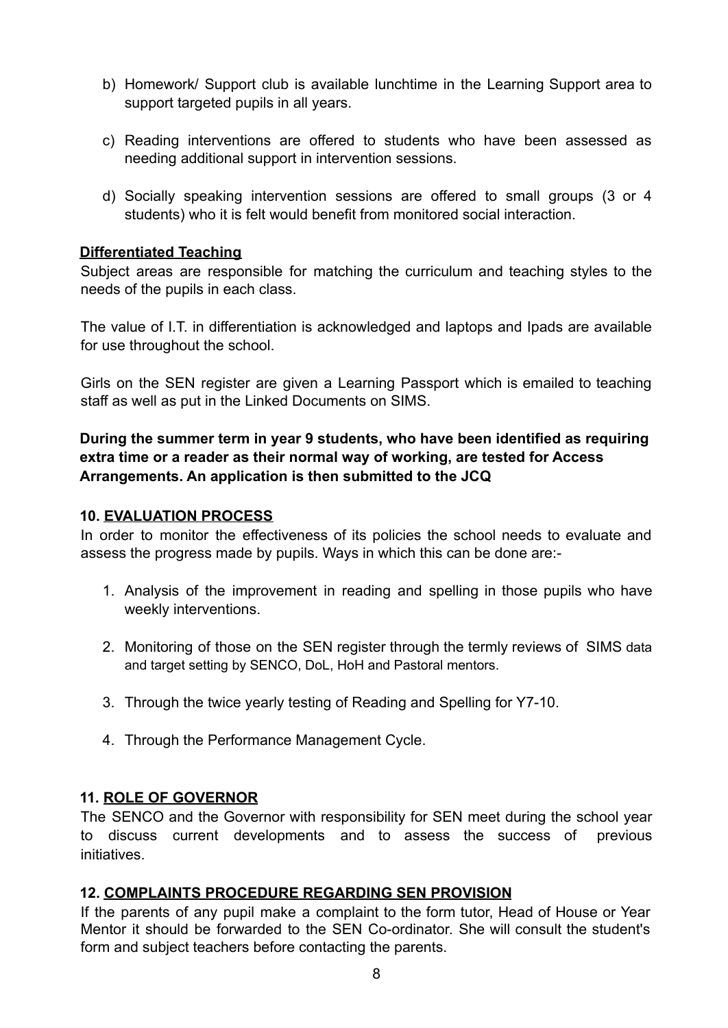b) Homework/ Support club is available lunchtime in the Learning Support area to support targeted pupils in all years.

c) Reading interventions are offered to students who have been assessed as needing additional support in intervention sessions.

d) Socially speaking intervention sessions are offered to small groups (3 or 4 students) who it is felt would benefit from monitored social interaction.

**Differentiated Teaching**

Subject areas are responsible for matching the curriculum and teaching styles to the needs of the pupils in each class.

The value of I.T. in differentiation is acknowledged and laptops and Ipads are available for use throughout the school.

Girls on the SEN register are given a Learning Passport which is emailed to teaching staff as well as put in the Linked Documents on SIMS.

**During the summer term in year 9 students, who have been identified as requiring extra time or a reader as their normal way of working, are tested for Access Arrangements. An application is then submitted to the JCQ**

## 10. EVALUATION PROCESS

In order to monitor the effectiveness of its policies the school needs to evaluate and assess the progress made by pupils. Ways in which this can be done are:-

1. Analysis of the improvement in reading and spelling in those pupils who have weekly interventions.

2. Monitoring of those on the SEN register through the termly reviews of SIMS data and target setting by SENCO, DoL, HoH and Pastoral mentors.

3. Through the twice yearly testing of Reading and Spelling for Y7-10.

4. Through the Performance Management Cycle.

## 11. ROLE OF GOVERNOR

The SENCO and the Governor with responsibility for SEN meet during the school year to discuss current developments and to assess the success of previous initiatives.

## 12. COMPLAINTS PROCEDURE REGARDING SEN PROVISION

If the parents of any pupil make a complaint to the form tutor, Head of House or Year Mentor it should be forwarded to the SEN Co-ordinator. She will consult the student's form and subject teachers before contacting the parents.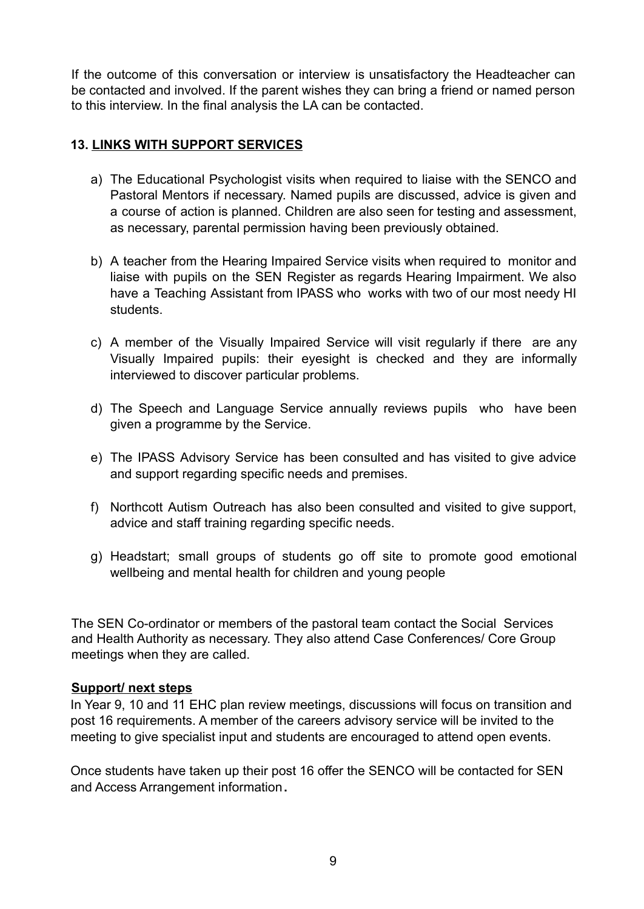If the outcome of this conversation or interview is unsatisfactory the Headteacher can be contacted and involved. If the parent wishes they can bring a friend or named person to this interview. In the final analysis the LA can be contacted.

## 13. LINKS WITH SUPPORT SERVICES

a) The Educational Psychologist visits when required to liaise with the SENCO and Pastoral Mentors if necessary. Named pupils are discussed, advice is given and a course of action is planned. Children are also seen for testing and assessment, as necessary, parental permission having been previously obtained.

b) A teacher from the Hearing Impaired Service visits when required to monitor and liaise with pupils on the SEN Register as regards Hearing Impairment. We also have a Teaching Assistant from IPASS who works with two of our most needy HI students.

c) A member of the Visually Impaired Service will visit regularly if there are any Visually Impaired pupils: their eyesight is checked and they are informally interviewed to discover particular problems.

d) The Speech and Language Service annually reviews pupils who have been given a programme by the Service.

e) The IPASS Advisory Service has been consulted and has visited to give advice and support regarding specific needs and premises.

f) Northcott Autism Outreach has also been consulted and visited to give support, advice and staff training regarding specific needs.

g) Headstart; small groups of students go off site to promote good emotional wellbeing and mental health for children and young people

The SEN Co-ordinator or members of the pastoral team contact the Social Services and Health Authority as necessary. They also attend Case Conferences/ Core Group meetings when they are called.

**Support/ next steps**

In Year 9, 10 and 11 EHC plan review meetings, discussions will focus on transition and post 16 requirements. A member of the careers advisory service will be invited to the meeting to give specialist input and students are encouraged to attend open events.

Once students have taken up their post 16 offer the SENCO will be contacted for SEN and Access Arrangement information.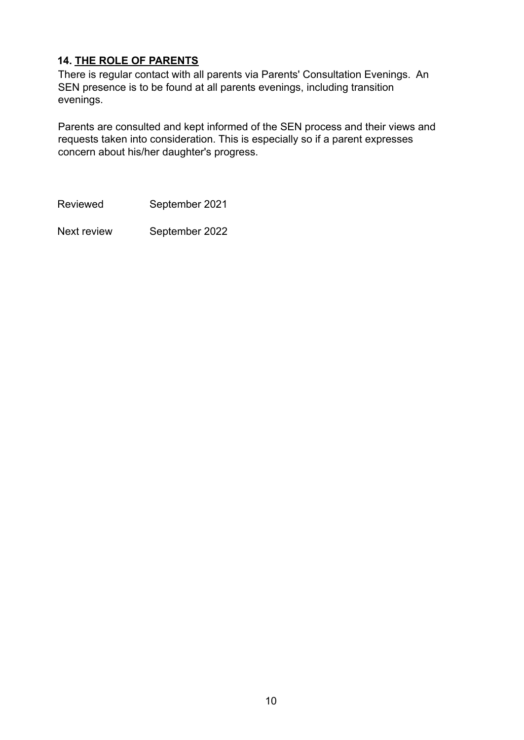## 14. THE ROLE OF PARENTS

There is regular contact with all parents via Parents' Consultation Evenings. An SEN presence is to be found at all parents evenings, including transition evenings.

Parents are consulted and kept informed of the SEN process and their views and requests taken into consideration. This is especially so if a parent expresses concern about his/her daughter's progress.

| | |
|---|---|
| Reviewed | September 2021 |
| Next review | September 2022 |